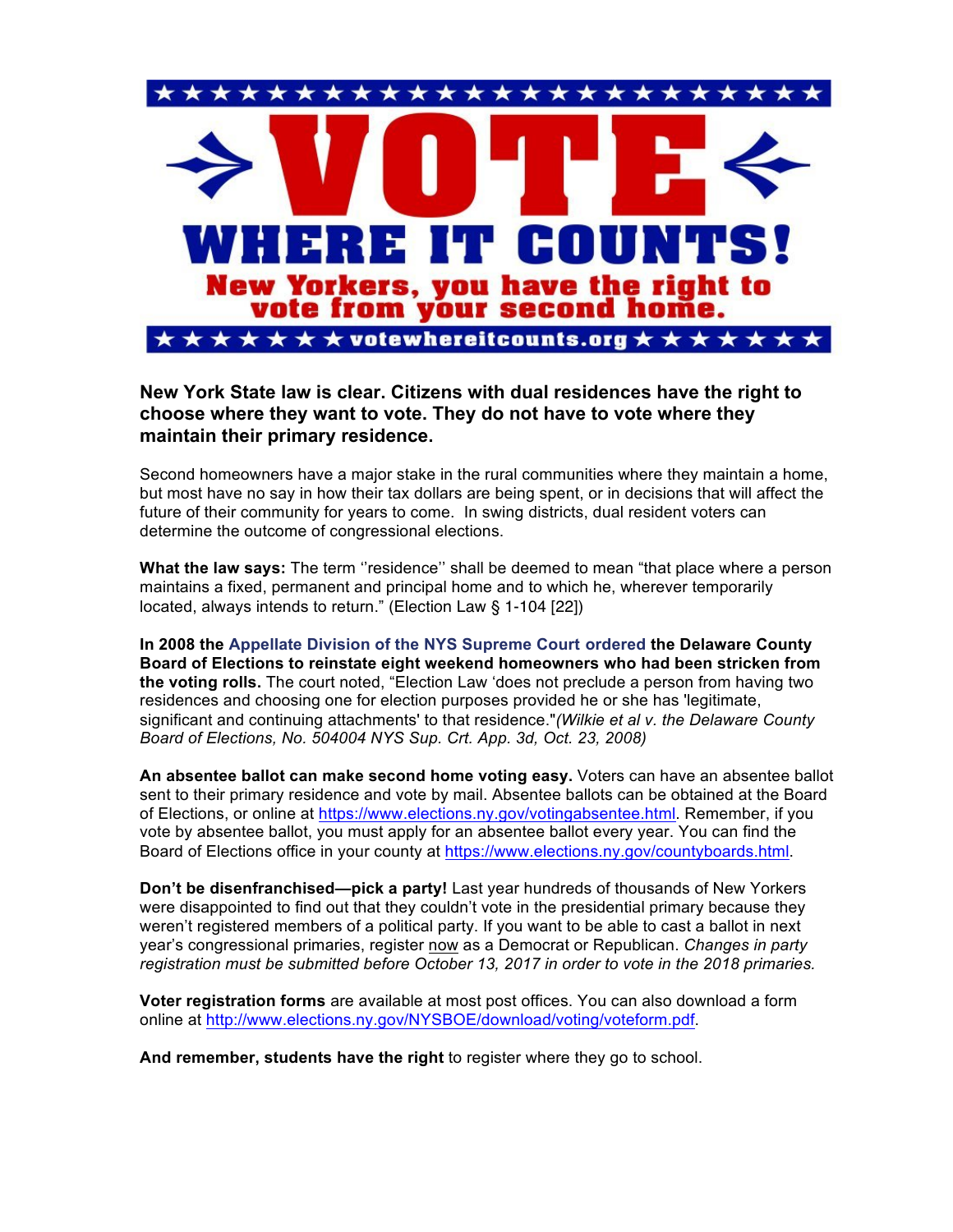# VOTE WHERE IT COUNTS!

**New Yorkers, you have the right to vote from your second home.**

votewhereitcounts.org

### New York State law is clear. Citizens with dual residences have the right to choose where they want to vote. They do not have to vote where they maintain their primary residence.

Second homeowners have a major stake in the rural communities where they maintain a home, but most have no say in how their tax dollars are being spent, or in decisions that will affect the future of their community for years to come. In swing districts, dual resident voters can determine the outcome of congressional elections.

**What the law says:** The term ''residence'' shall be deemed to mean "that place where a person maintains a fixed, permanent and principal home and to which he, wherever temporarily located, always intends to return." (Election Law § 1-104 [22])

**In 2008 the Appellate Division of the NYS Supreme Court ordered the Delaware County Board of Elections to reinstate eight weekend homeowners who had been stricken from the voting rolls.** The court noted, "Election Law 'does not preclude a person from having two residences and choosing one for election purposes provided he or she has 'legitimate, significant and continuing attachments' to that residence."*(Wilkie et al v. the Delaware County Board of Elections, No. 504004 NYS Sup. Crt. App. 3d, Oct. 23, 2008)*

**An absentee ballot can make second home voting easy.** Voters can have an absentee ballot sent to their primary residence and vote by mail. Absentee ballots can be obtained at the Board of Elections, or online at https://www.elections.ny.gov/votingabsentee.html. Remember, if you vote by absentee ballot, you must apply for an absentee ballot every year. You can find the Board of Elections office in your county at https://www.elections.ny.gov/countyboards.html.

**Don't be disenfranchised—pick a party!** Last year hundreds of thousands of New Yorkers were disappointed to find out that they couldn't vote in the presidential primary because they weren't registered members of a political party. If you want to be able to cast a ballot in next year's congressional primaries, register now as a Democrat or Republican. *Changes in party registration must be submitted before October 13, 2017 in order to vote in the 2018 primaries.*

**Voter registration forms** are available at most post offices. You can also download a form online at http://www.elections.ny.gov/NYSBOE/download/voting/voteform.pdf.

**And remember, students have the right** to register where they go to school.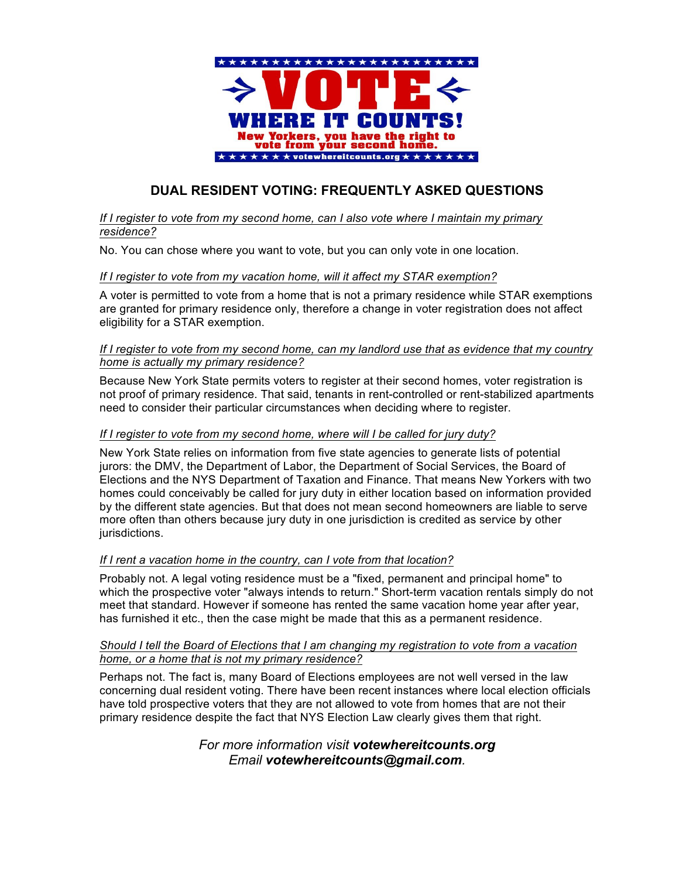**VOTE WHERE IT COUNTS!**

**New Yorkers, you have the right to vote from your second home.**

**votewhereitcounts.org**

## DUAL RESIDENT VOTING: FREQUENTLY ASKED QUESTIONS

*If I register to vote from my second home, can I also vote where I maintain my primary residence?*

No. You can chose where you want to vote, but you can only vote in one location.

*If I register to vote from my vacation home, will it affect my STAR exemption?*

A voter is permitted to vote from a home that is not a primary residence while STAR exemptions are granted for primary residence only, therefore a change in voter registration does not affect eligibility for a STAR exemption.

*If I register to vote from my second home, can my landlord use that as evidence that my country home is actually my primary residence?*

Because New York State permits voters to register at their second homes, voter registration is not proof of primary residence. That said, tenants in rent-controlled or rent-stabilized apartments need to consider their particular circumstances when deciding where to register.

*If I register to vote from my second home, where will I be called for jury duty?*

New York State relies on information from five state agencies to generate lists of potential jurors: the DMV, the Department of Labor, the Department of Social Services, the Board of Elections and the NYS Department of Taxation and Finance. That means New Yorkers with two homes could conceivably be called for jury duty in either location based on information provided by the different state agencies. But that does not mean second homeowners are liable to serve more often than others because jury duty in one jurisdiction is credited as service by other jurisdictions.

*If I rent a vacation home in the country, can I vote from that location?*

Probably not. A legal voting residence must be a "fixed, permanent and principal home" to which the prospective voter "always intends to return." Short-term vacation rentals simply do not meet that standard. However if someone has rented the same vacation home year after year, has furnished it etc., then the case might be made that this as a permanent residence.

*Should I tell the Board of Elections that I am changing my registration to vote from a vacation home, or a home that is not my primary residence?*

Perhaps not. The fact is, many Board of Elections employees are not well versed in the law concerning dual resident voting. There have been recent instances where local election officials have told prospective voters that they are not allowed to vote from homes that are not their primary residence despite the fact that NYS Election Law clearly gives them that right.

*For more information visit* ***votewhereitcounts.org***
*Email* ***votewhereitcounts@gmail.com***.